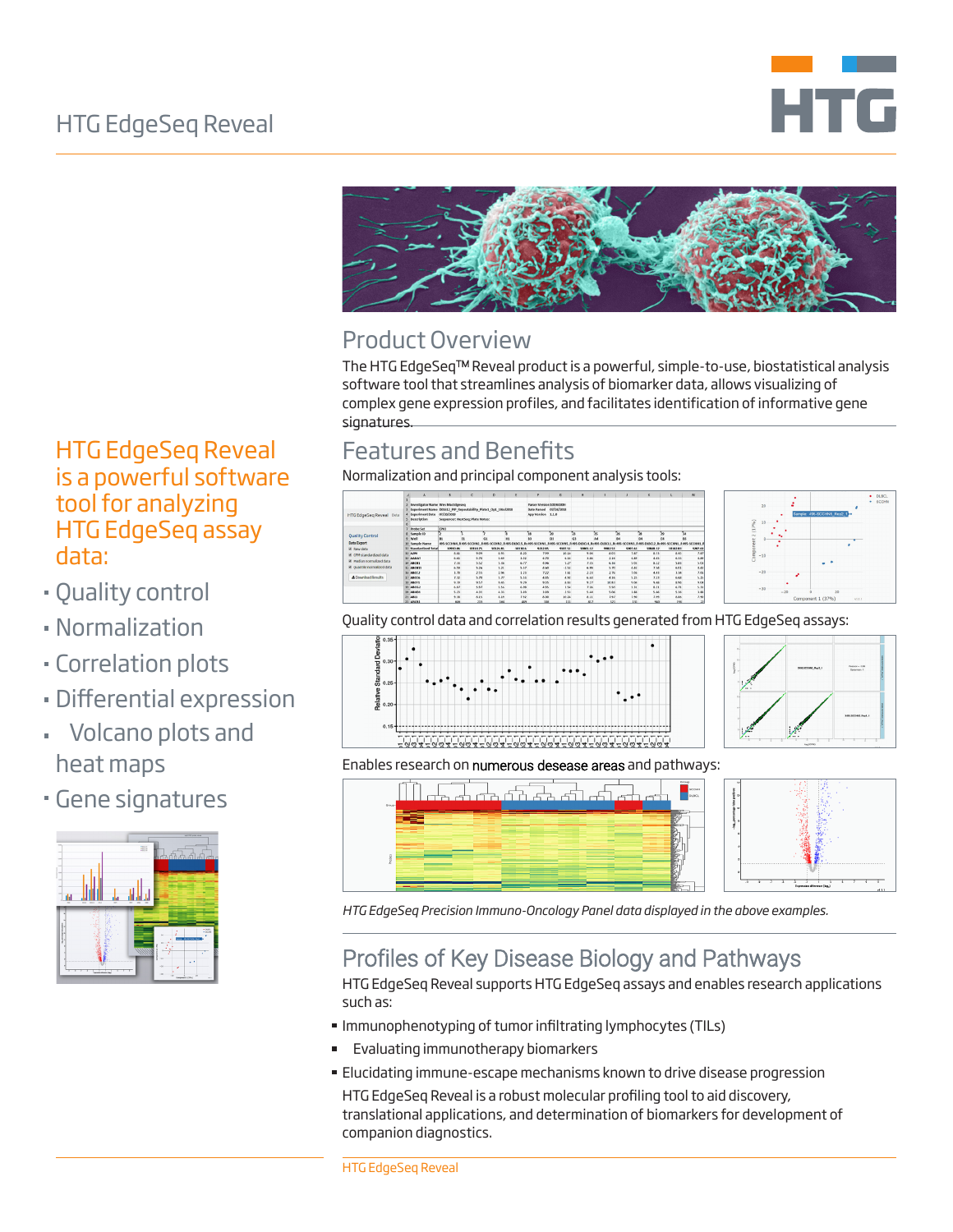# HTG EdgeSeq Reveal

## HTG EdgeSeq Reveal is a powerful software tool for analyzing HTG EdgeSeq assay data:

- Quality control
- Normalization
- Correlation plots
- Differential expression
- Volcano plots and heat maps
- Gene signatures

## Product Overview

The HTG EdgeSeq™ Reveal product is a powerful, simple-to-use, biostatistical analysis software tool that streamlines analysis of biomarker data, allows visualizing of complex gene expression profiles, and facilitates identification of informative gene signatures.

## Features and Benefits

Normalization and principal component analysis tools:

Quality control data and correlation results generated from HTG EdgeSeq assays:

Enables research on numerous desease areas and pathways:

*HTG EdgeSeq Precision Immuno-Oncology Panel data displayed in the above examples.*

## Profiles of Key Disease Biology and Pathways

HTG EdgeSeq Reveal supports HTG EdgeSeq assays and enables research applications such as:

- Immunophenotyping of tumor infiltrating lymphocytes (TILs)
- Evaluating immunotherapy biomarkers
- Elucidating immune-escape mechanisms known to drive disease progression

HTG EdgeSeq Reveal is a robust molecular profiling tool to aid discovery, translational applications, and determination of biomarkers for development of companion diagnostics.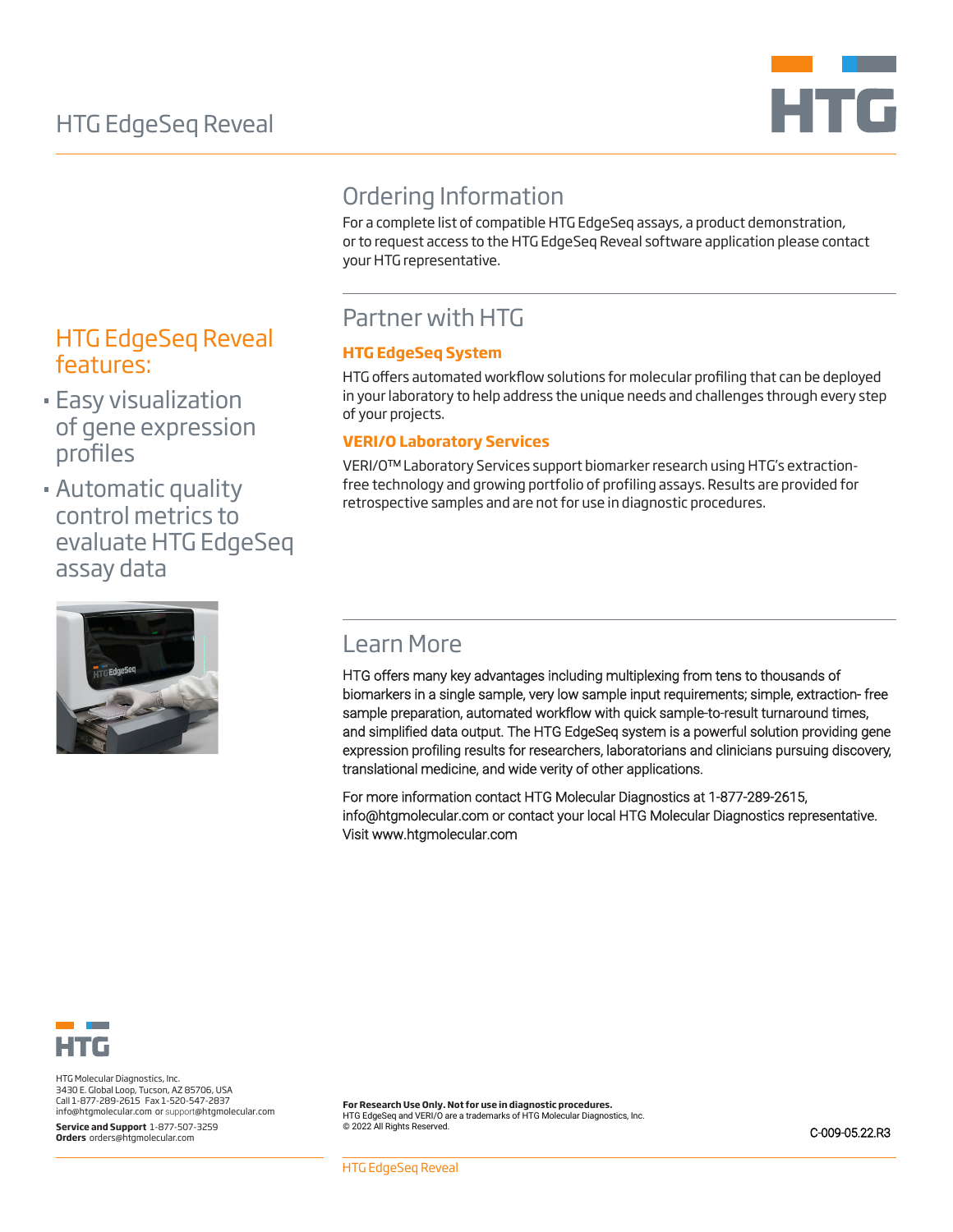# HTG EdgeSeq Reveal

## HTG EdgeSeq Reveal features:

- Easy visualization of gene expression profiles
- Automatic quality control metrics to evaluate HTG EdgeSeq assay data

## Ordering Information

For a complete list of compatible HTG EdgeSeq assays, a product demonstration, or to request access to the HTG EdgeSeq Reveal software application please contact your HTG representative.

## Partner with HTG

### HTG EdgeSeq System

HTG offers automated workflow solutions for molecular profiling that can be deployed in your laboratory to help address the unique needs and challenges through every step of your projects.

### VERI/O Laboratory Services

VERI/O™ Laboratory Services support biomarker research using HTG's extraction-free technology and growing portfolio of profiling assays. Results are provided for retrospective samples and are not for use in diagnostic procedures.

## Learn More

HTG offers many key advantages including multiplexing from tens to thousands of biomarkers in a single sample, very low sample input requirements; simple, extraction- free sample preparation, automated workflow with quick sample-to-result turnaround times, and simplified data output. The HTG EdgeSeq system is a powerful solution providing gene expression profiling results for researchers, laboratorians and clinicians pursuing discovery, translational medicine, and wide verity of other applications.

For more information contact HTG Molecular Diagnostics at 1-877-289-2615, info@htgmolecular.com or contact your local HTG Molecular Diagnostics representative. Visit www.htgmolecular.com

HTG Molecular Diagnostics, Inc.
3430 E. Global Loop, Tucson, AZ 85706, USA
Call 1-877-289-2615 Fax 1-520-547-2837
info@htgmolecular.com or support@htgmolecular.com

**Service and Support** 1-877-507-3259
**Orders** orders@htgmolecular.com

**For Research Use Only. Not for use in diagnostic procedures.**
HTG EdgeSeq and VERI/O are a trademarks of HTG Molecular Diagnostics, Inc.
© 2022 All Rights Reserved.

C-009-05.22.R3